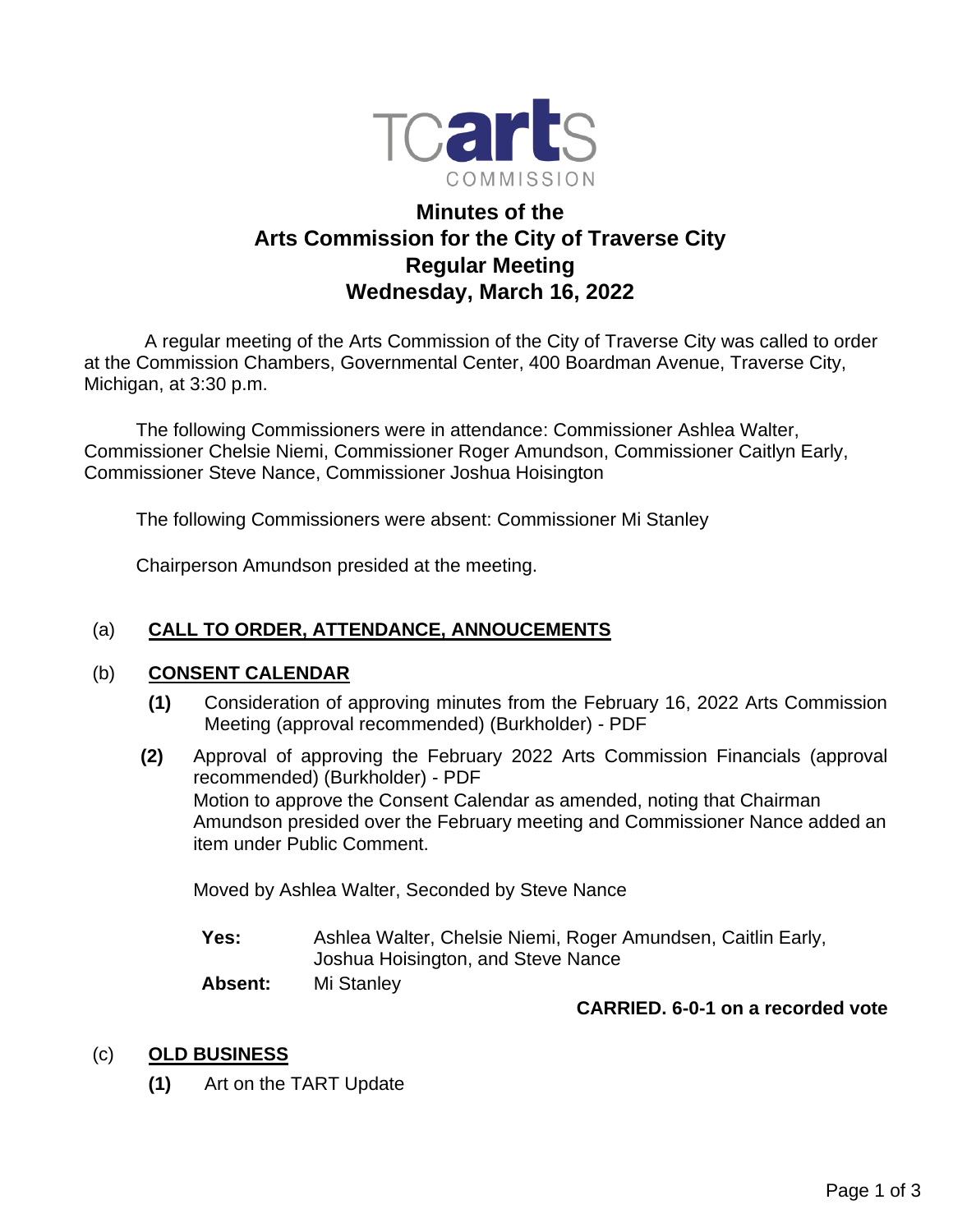TCarts COMMISSION

# Minutes of the Arts Commission for the City of Traverse City Regular Meeting Wednesday, March 16, 2022

A regular meeting of the Arts Commission of the City of Traverse City was called to order at the Commission Chambers, Governmental Center, 400 Boardman Avenue, Traverse City, Michigan, at 3:30 p.m.

The following Commissioners were in attendance: Commissioner Ashlea Walter, Commissioner Chelsie Niemi, Commissioner Roger Amundson, Commissioner Caitlyn Early, Commissioner Steve Nance, Commissioner Joshua Hoisington

The following Commissioners were absent: Commissioner Mi Stanley

Chairperson Amundson presided at the meeting.

## (a) CALL TO ORDER, ATTENDANCE, ANNOUCEMENTS

## (b) CONSENT CALENDAR

**(1)** Consideration of approving minutes from the February 16, 2022 Arts Commission Meeting (approval recommended) (Burkholder) - PDF

**(2)** Approval of approving the February 2022 Arts Commission Financials (approval recommended) (Burkholder) - PDF
Motion to approve the Consent Calendar as amended, noting that Chairman Amundson presided over the February meeting and Commissioner Nance added an item under Public Comment.

Moved by Ashlea Walter, Seconded by Steve Nance

**Yes:** Ashlea Walter, Chelsie Niemi, Roger Amundsen, Caitlin Early, Joshua Hoisington, and Steve Nance
**Absent:** Mi Stanley

**CARRIED. 6-0-1 on a recorded vote**

## (c) OLD BUSINESS

**(1)** Art on the TART Update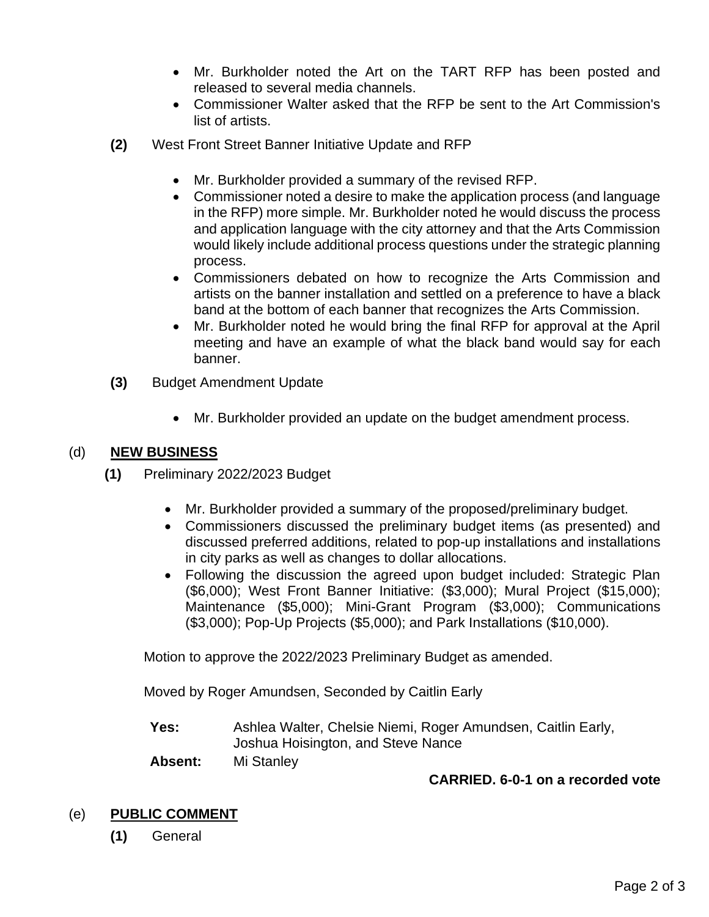- Mr. Burkholder noted the Art on the TART RFP has been posted and released to several media channels.
- Commissioner Walter asked that the RFP be sent to the Art Commission's list of artists.

**(2)** West Front Street Banner Initiative Update and RFP

- Mr. Burkholder provided a summary of the revised RFP.
- Commissioner noted a desire to make the application process (and language in the RFP) more simple. Mr. Burkholder noted he would discuss the process and application language with the city attorney and that the Arts Commission would likely include additional process questions under the strategic planning process.
- Commissioners debated on how to recognize the Arts Commission and artists on the banner installation and settled on a preference to have a black band at the bottom of each banner that recognizes the Arts Commission.
- Mr. Burkholder noted he would bring the final RFP for approval at the April meeting and have an example of what the black band would say for each banner.

**(3)** Budget Amendment Update

- Mr. Burkholder provided an update on the budget amendment process.

## (d) NEW BUSINESS

**(1)** Preliminary 2022/2023 Budget

- Mr. Burkholder provided a summary of the proposed/preliminary budget.
- Commissioners discussed the preliminary budget items (as presented) and discussed preferred additions, related to pop-up installations and installations in city parks as well as changes to dollar allocations.
- Following the discussion the agreed upon budget included: Strategic Plan ($6,000); West Front Banner Initiative: ($3,000); Mural Project ($15,000); Maintenance ($5,000); Mini-Grant Program ($3,000); Communications ($3,000); Pop-Up Projects ($5,000); and Park Installations ($10,000).

Motion to approve the 2022/2023 Preliminary Budget as amended.

Moved by Roger Amundsen, Seconded by Caitlin Early

**Yes:** Ashlea Walter, Chelsie Niemi, Roger Amundsen, Caitlin Early, Joshua Hoisington, and Steve Nance

**Absent:** Mi Stanley

**CARRIED. 6-0-1 on a recorded vote**

## (e) PUBLIC COMMENT

**(1)** General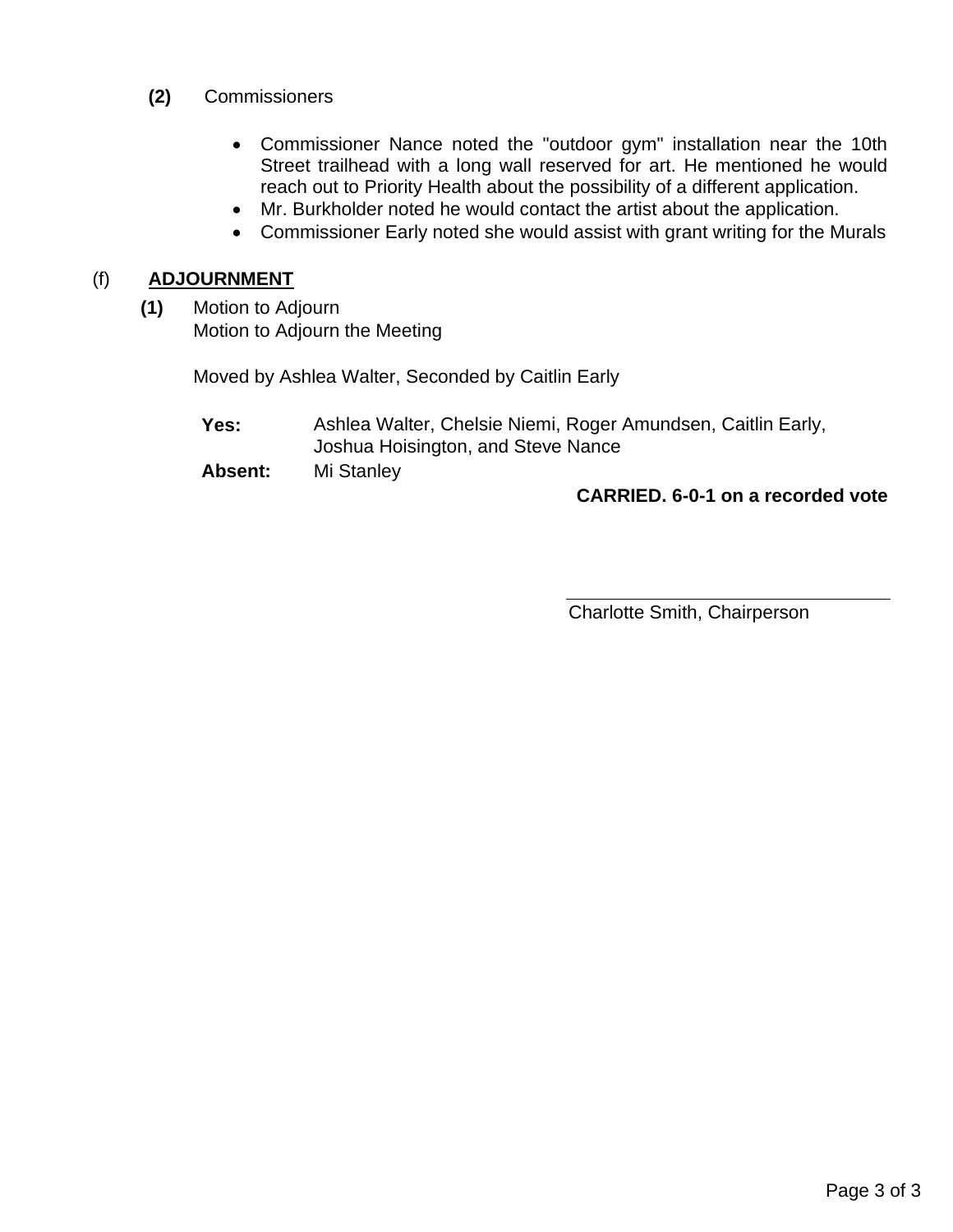**(2)** Commissioners

- Commissioner Nance noted the "outdoor gym" installation near the 10th Street trailhead with a long wall reserved for art. He mentioned he would reach out to Priority Health about the possibility of a different application.
- Mr. Burkholder noted he would contact the artist about the application.
- Commissioner Early noted she would assist with grant writing for the Murals

(f) **ADJOURNMENT**

**(1)** Motion to Adjourn
Motion to Adjourn the Meeting

Moved by Ashlea Walter, Seconded by Caitlin Early

**Yes:** Ashlea Walter, Chelsie Niemi, Roger Amundsen, Caitlin Early, Joshua Hoisington, and Steve Nance

**Absent:** Mi Stanley

**CARRIED. 6-0-1 on a recorded vote**

Charlotte Smith, Chairperson